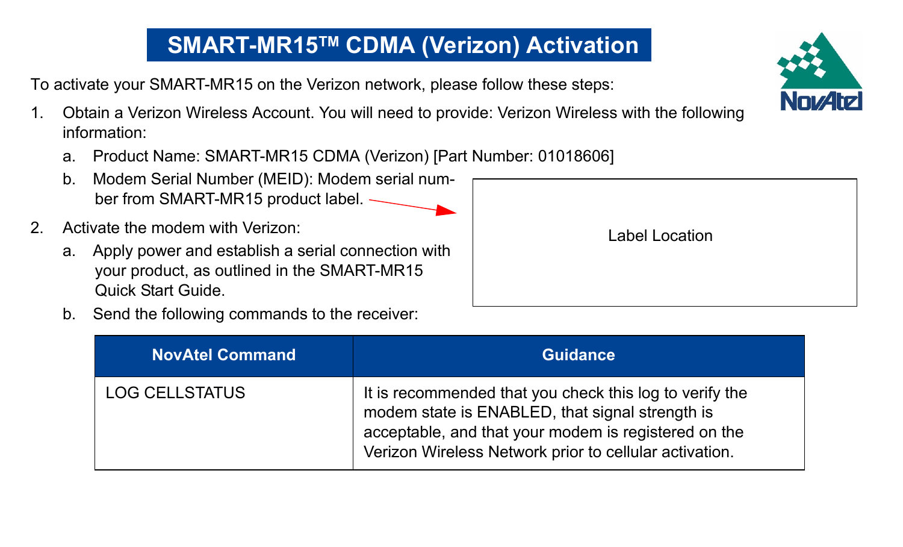# SMART-MR15™ CDMA (Verizon) Activation

To activate your SMART-MR15 on the Verizon network, please follow these steps:

1. Obtain a Verizon Wireless Account. You will need to provide: Verizon Wireless with the following information:
   a. Product Name: SMART-MR15 CDMA (Verizon) [Part Number: 01018606]
   b. Modem Serial Number (MEID): Modem serial number from SMART-MR15 product label.

Label Location

2. Activate the modem with Verizon:
   a. Apply power and establish a serial connection with your product, as outlined in the SMART-MR15 Quick Start Guide.
   b. Send the following commands to the receiver:

| NovAtel Command | Guidance |
| --- | --- |
| LOG CELLSTATUS | It is recommended that you check this log to verify the modem state is ENABLED, that signal strength is acceptable, and that your modem is registered on the Verizon Wireless Network prior to cellular activation. |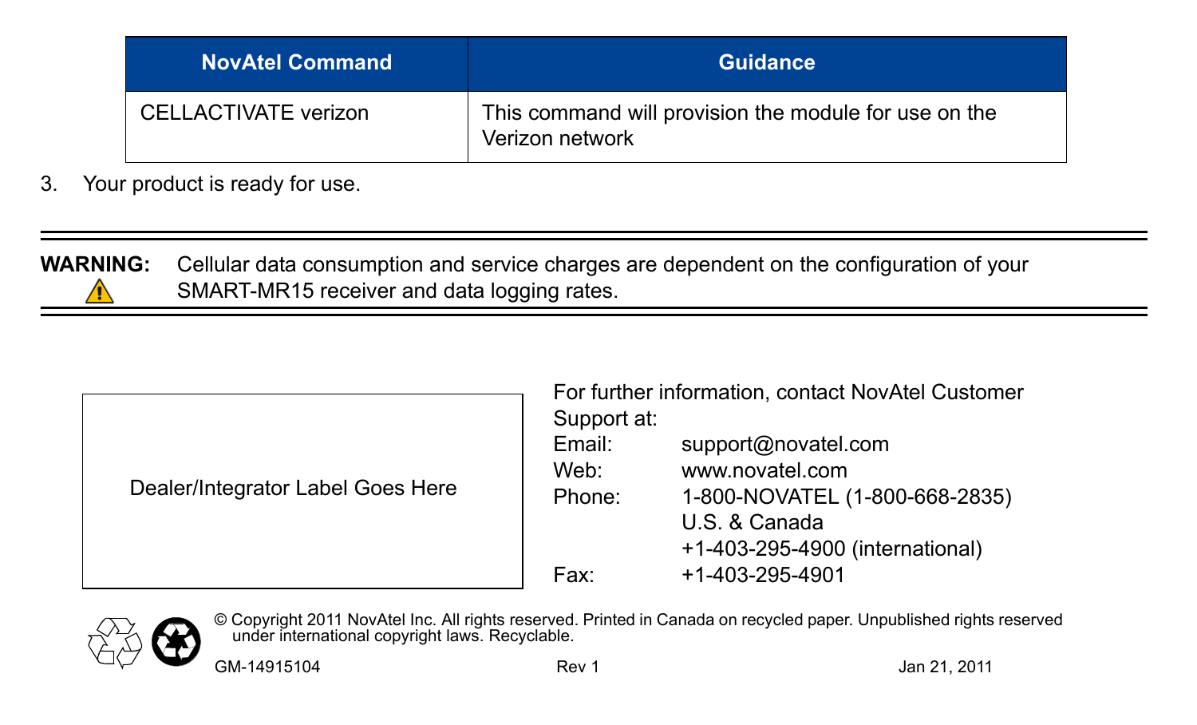| NovAtel Command | Guidance |
|---|---|
| CELLACTIVATE verizon | This command will provision the module for use on the Verizon network |

3. Your product is ready for use.

**WARNING:** Cellular data consumption and service charges are dependent on the configuration of your SMART-MR15 receiver and data logging rates.

Dealer/Integrator Label Goes Here

For further information, contact NovAtel Customer Support at:

Email: support@novatel.com
Web: www.novatel.com
Phone: 1-800-NOVATEL (1-800-668-2835) U.S. & Canada
+1-403-295-4900 (international)
Fax: +1-403-295-4901

© Copyright 2011 NovAtel Inc. All rights reserved. Printed in Canada on recycled paper. Unpublished rights reserved under international copyright laws. Recyclable.

GM-14915104 Rev 1 Jan 21, 2011